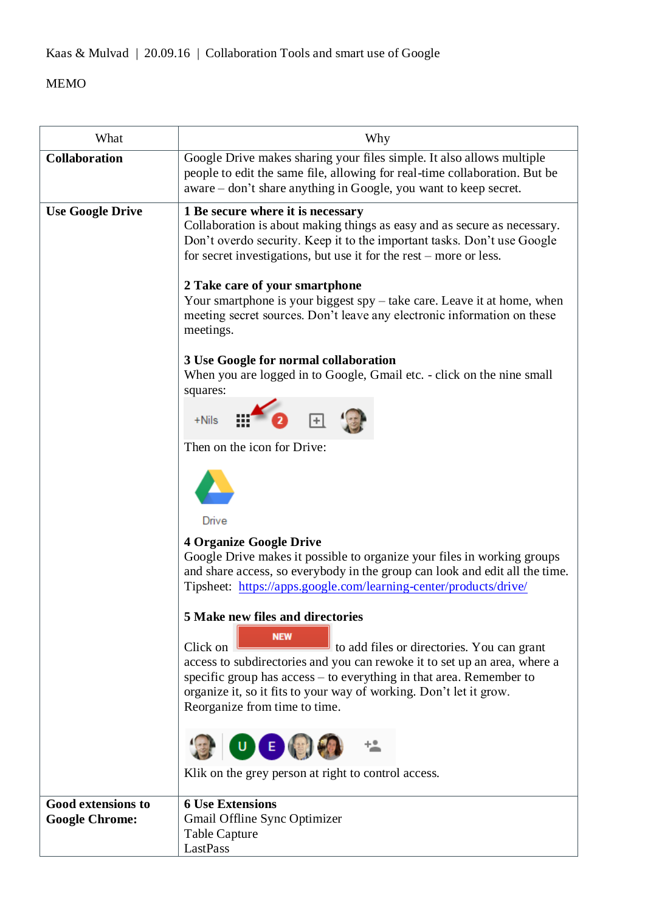Kaas & Mulvad | 20.09.16 | Collaboration Tools and smart use of Google

MEMO

| What | Why |
| --- | --- |
| **Collaboration** | Google Drive makes sharing your files simple. It also allows multiple people to edit the same file, allowing for real-time collaboration. But be aware – don't share anything in Google, you want to keep secret. |
| **Use Google Drive** | **1 Be secure where it is necessary**<br>Collaboration is about making things as easy and as secure as necessary. Don't overdo security. Keep it to the important tasks. Don't use Google for secret investigations, but use it for the rest – more or less.<br><br>**2 Take care of your smartphone**<br>Your smartphone is your biggest spy – take care. Leave it at home, when meeting secret sources. Don't leave any electronic information on these meetings.<br><br>**3 Use Google for normal collaboration**<br>When you are logged in to Google, Gmail etc. - click on the nine small squares:<br>Then on the icon for Drive:<br><br>**4 Organize Google Drive**<br>Google Drive makes it possible to organize your files in working groups and share access, so everybody in the group can look and edit all the time. Tipsheet: https://apps.google.com/learning-center/products/drive/<br><br>**5 Make new files and directories**<br>Click on NEW to add files or directories. You can grant access to subdirectories and you can rewoke it to set up an area, where a specific group has access – to everything in that area. Remember to organize it, so it fits to your way of working. Don't let it grow. Reorganize from time to time.<br><br>Klik on the grey person at right to control access. |
| **Good extensions to Google Chrome:** | **6 Use Extensions**<br>Gmail Offline Sync Optimizer<br>Table Capture<br>LastPass |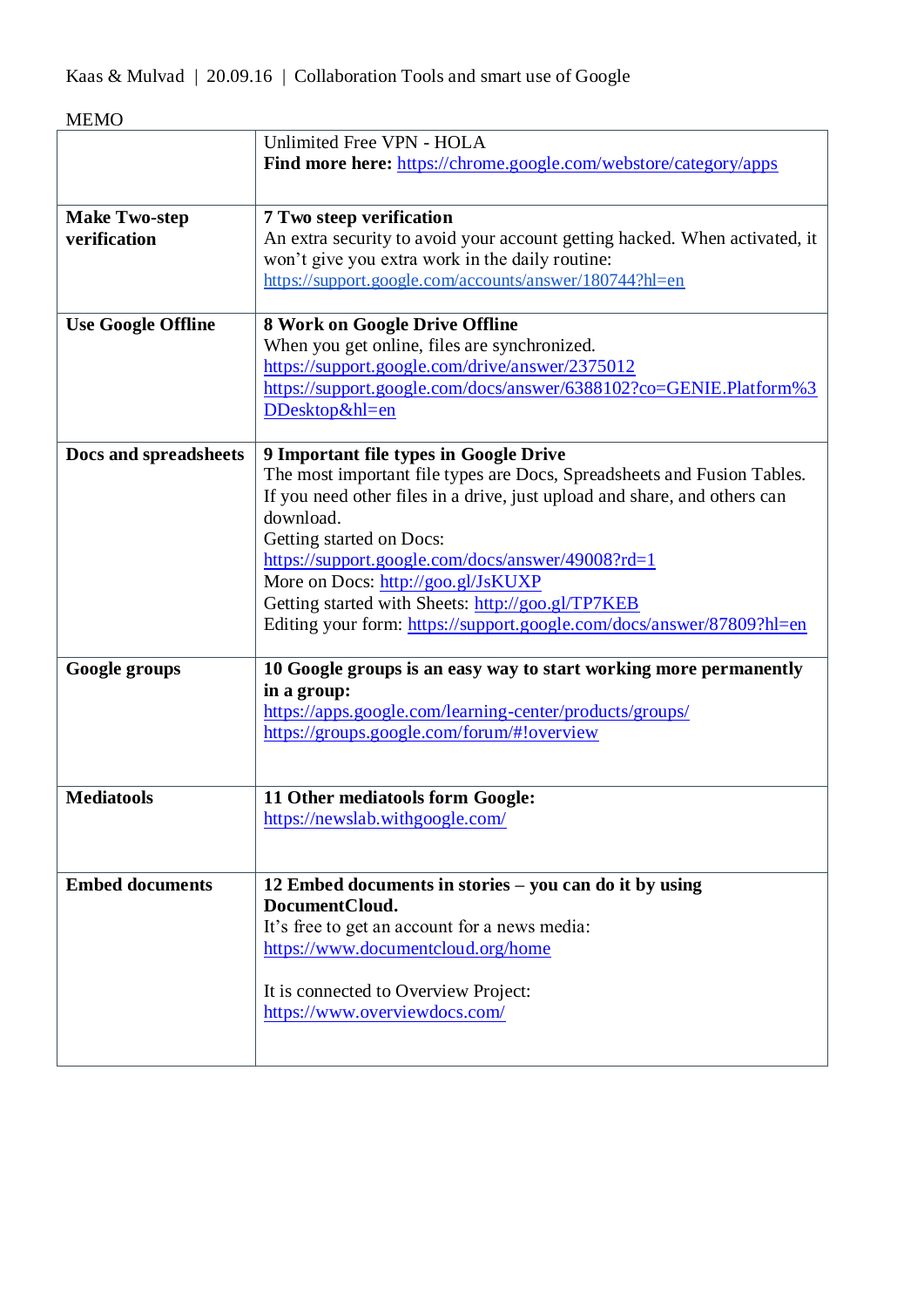Kaas & Mulvad | 20.09.16 | Collaboration Tools and smart use of Google

MEMO

| | |
|---|---|
| | Unlimited Free VPN - HOLA<br>**Find more here:** https://chrome.google.com/webstore/category/apps |
| **Make Two-step verification** | **7 Two steep verification**<br>An extra security to avoid your account getting hacked. When activated, it won't give you extra work in the daily routine:<br>https://support.google.com/accounts/answer/180744?hl=en |
| **Use Google Offline** | **8 Work on Google Drive Offline**<br>When you get online, files are synchronized.<br>https://support.google.com/drive/answer/2375012<br>https://support.google.com/docs/answer/6388102?co=GENIE.Platform%3DDesktop&hl=en |
| **Docs and spreadsheets** | **9 Important file types in Google Drive**<br>The most important file types are Docs, Spreadsheets and Fusion Tables. If you need other files in a drive, just upload and share, and others can download.<br>Getting started on Docs:<br>https://support.google.com/docs/answer/49008?rd=1<br>More on Docs: http://goo.gl/JsKUXP<br>Getting started with Sheets: http://goo.gl/TP7KEB<br>Editing your form: https://support.google.com/docs/answer/87809?hl=en |
| **Google groups** | **10 Google groups is an easy way to start working more permanently in a group:**<br>https://apps.google.com/learning-center/products/groups/<br>https://groups.google.com/forum/#!overview |
| **Mediatools** | **11 Other mediatools form Google:**<br>https://newslab.withgoogle.com/ |
| **Embed documents** | **12 Embed documents in stories – you can do it by using DocumentCloud.**<br>It's free to get an account for a news media:<br>https://www.documentcloud.org/home<br><br>It is connected to Overview Project:<br>https://www.overviewdocs.com/ |